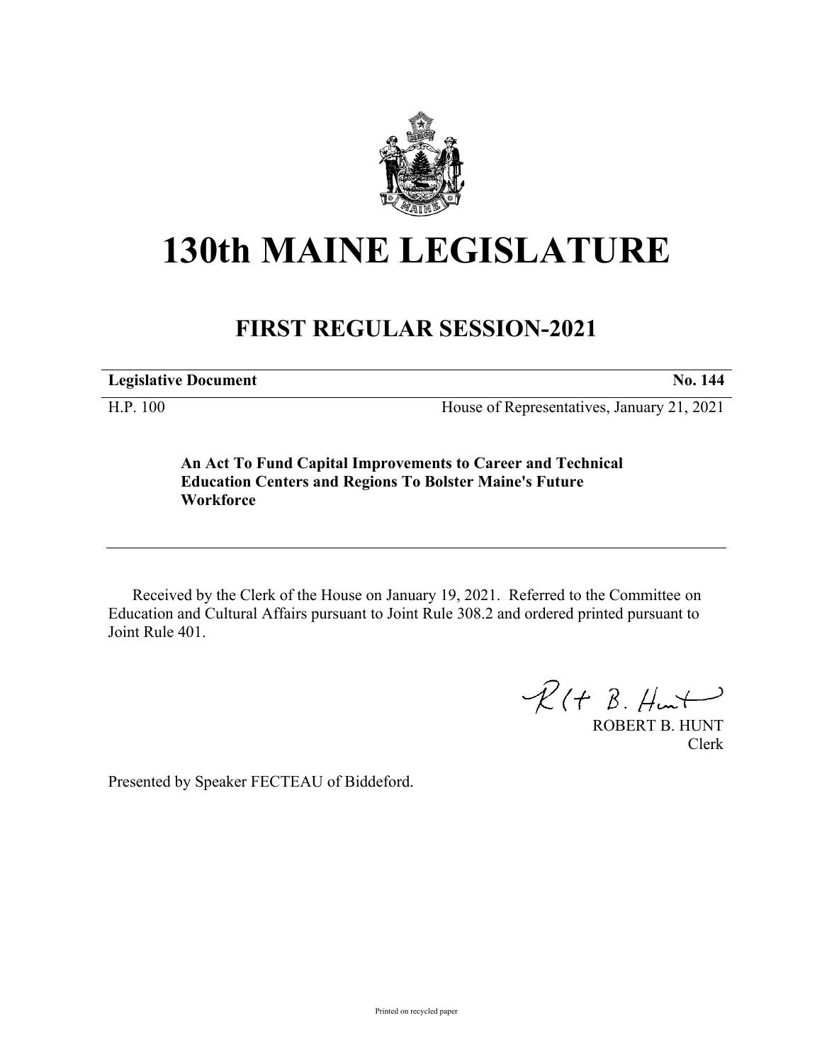# 130th MAINE LEGISLATURE

## FIRST REGULAR SESSION-2021

| **Legislative Document** | **No. 144** |
|---|---|
| H.P. 100 | House of Representatives, January 21, 2021 |

**An Act To Fund Capital Improvements to Career and Technical Education Centers and Regions To Bolster Maine's Future Workforce**

Received by the Clerk of the House on January 19, 2021. Referred to the Committee on Education and Cultural Affairs pursuant to Joint Rule 308.2 and ordered printed pursuant to Joint Rule 401.

ROBERT B. HUNT
Clerk

Presented by Speaker FECTEAU of Biddeford.

Printed on recycled paper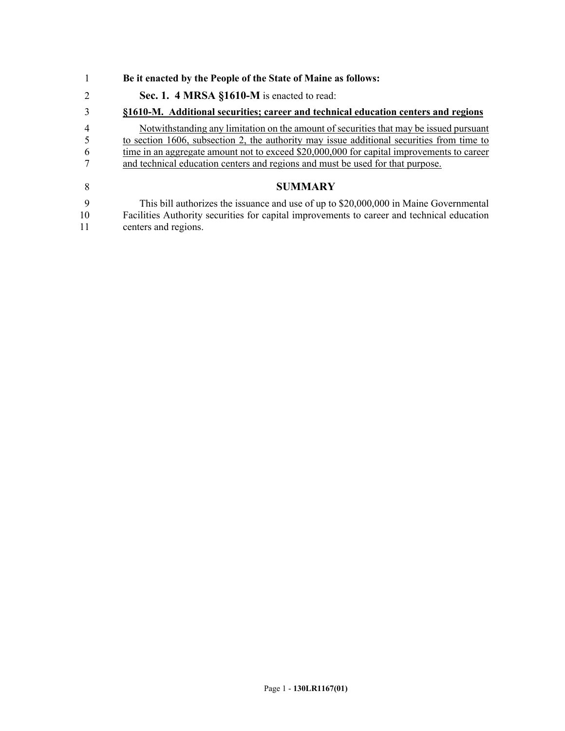**Be it enacted by the People of the State of Maine as follows:**

**Sec. 1. 4 MRSA §1610-M** is enacted to read:

**§1610-M. Additional securities; career and technical education centers and regions**

Notwithstanding any limitation on the amount of securities that may be issued pursuant to section 1606, subsection 2, the authority may issue additional securities from time to time in an aggregate amount not to exceed $20,000,000 for capital improvements to career and technical education centers and regions and must be used for that purpose.

## SUMMARY

This bill authorizes the issuance and use of up to $20,000,000 in Maine Governmental Facilities Authority securities for capital improvements to career and technical education centers and regions.